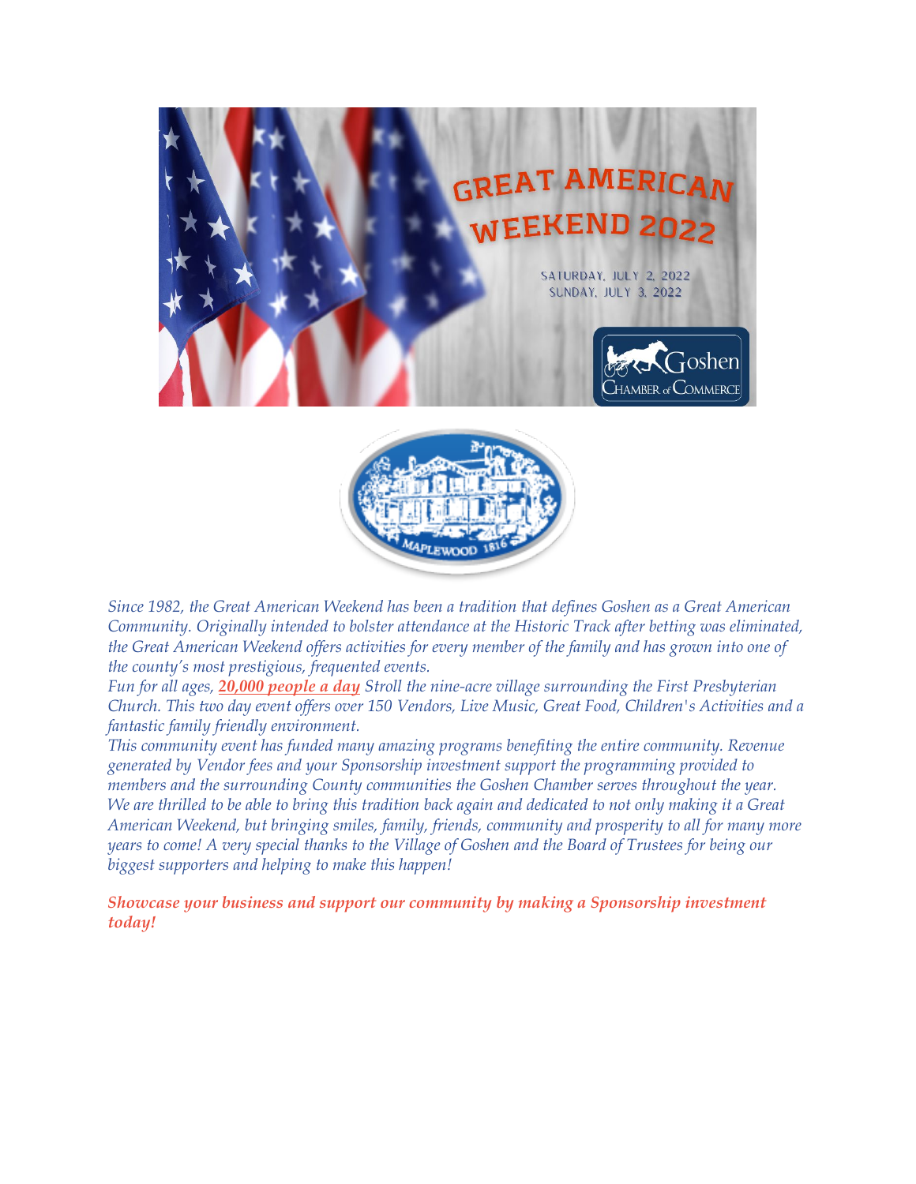# GREAT AMERICAN WEEKEND 2022

SATURDAY, JULY 2, 2022
SUNDAY, JULY 3, 2022

Goshen Chamber of Commerce

MAPLEWOOD 1816

*Since 1982, the Great American Weekend has been a tradition that defines Goshen as a Great American Community. Originally intended to bolster attendance at the Historic Track after betting was eliminated, the Great American Weekend offers activities for every member of the family and has grown into one of the county's most prestigious, frequented events.*

*Fun for all ages, **20,000 people a day** Stroll the nine-acre village surrounding the First Presbyterian Church. This two day event offers over 150 Vendors, Live Music, Great Food, Children's Activities and a fantastic family friendly environment.*

*This community event has funded many amazing programs benefiting the entire community. Revenue generated by Vendor fees and your Sponsorship investment support the programming provided to members and the surrounding County communities the Goshen Chamber serves throughout the year. We are thrilled to be able to bring this tradition back again and dedicated to not only making it a Great American Weekend, but bringing smiles, family, friends, community and prosperity to all for many more years to come! A very special thanks to the Village of Goshen and the Board of Trustees for being our biggest supporters and helping to make this happen!*

***Showcase your business and support our community by making a Sponsorship investment today!***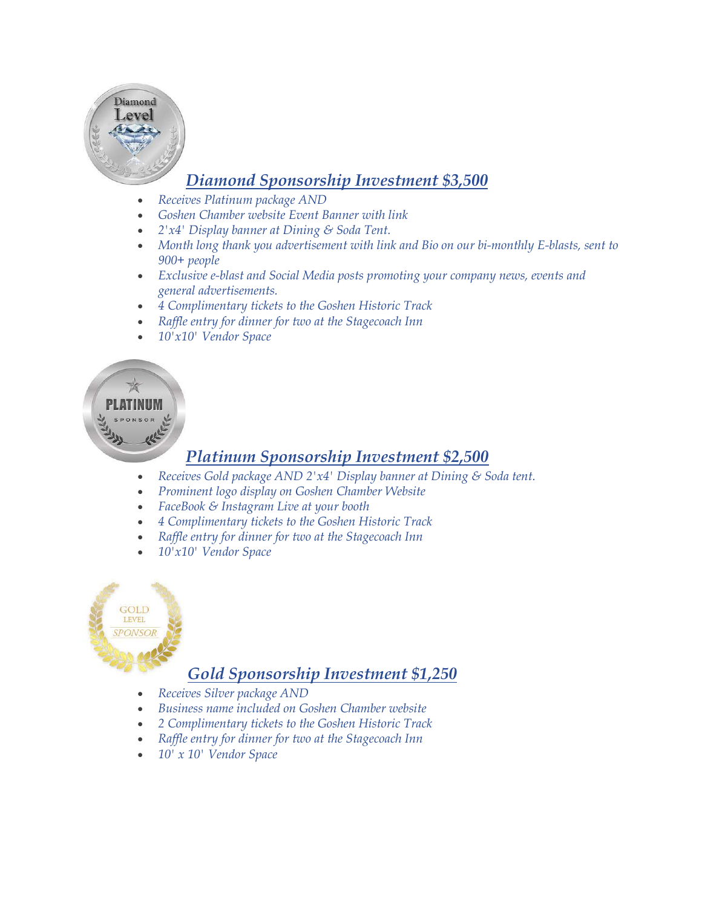## *Diamond Sponsorship Investment $3,500*

- *Receives Platinum package AND*
- *Goshen Chamber website Event Banner with link*
- *2'x4' Display banner at Dining & Soda Tent.*
- *Month long thank you advertisement with link and Bio on our bi-monthly E-blasts, sent to 900+ people*
- *Exclusive e-blast and Social Media posts promoting your company news, events and general advertisements.*
- *4 Complimentary tickets to the Goshen Historic Track*
- *Raffle entry for dinner for two at the Stagecoach Inn*
- *10'x10' Vendor Space*

## *Platinum Sponsorship Investment $2,500*

- *Receives Gold package AND 2'x4' Display banner at Dining & Soda tent.*
- *Prominent logo display on Goshen Chamber Website*
- *FaceBook & Instagram Live at your booth*
- *4 Complimentary tickets to the Goshen Historic Track*
- *Raffle entry for dinner for two at the Stagecoach Inn*
- *10'x10' Vendor Space*

## *Gold Sponsorship Investment $1,250*

- *Receives Silver package AND*
- *Business name included on Goshen Chamber website*
- *2 Complimentary tickets to the Goshen Historic Track*
- *Raffle entry for dinner for two at the Stagecoach Inn*
- *10' x 10' Vendor Space*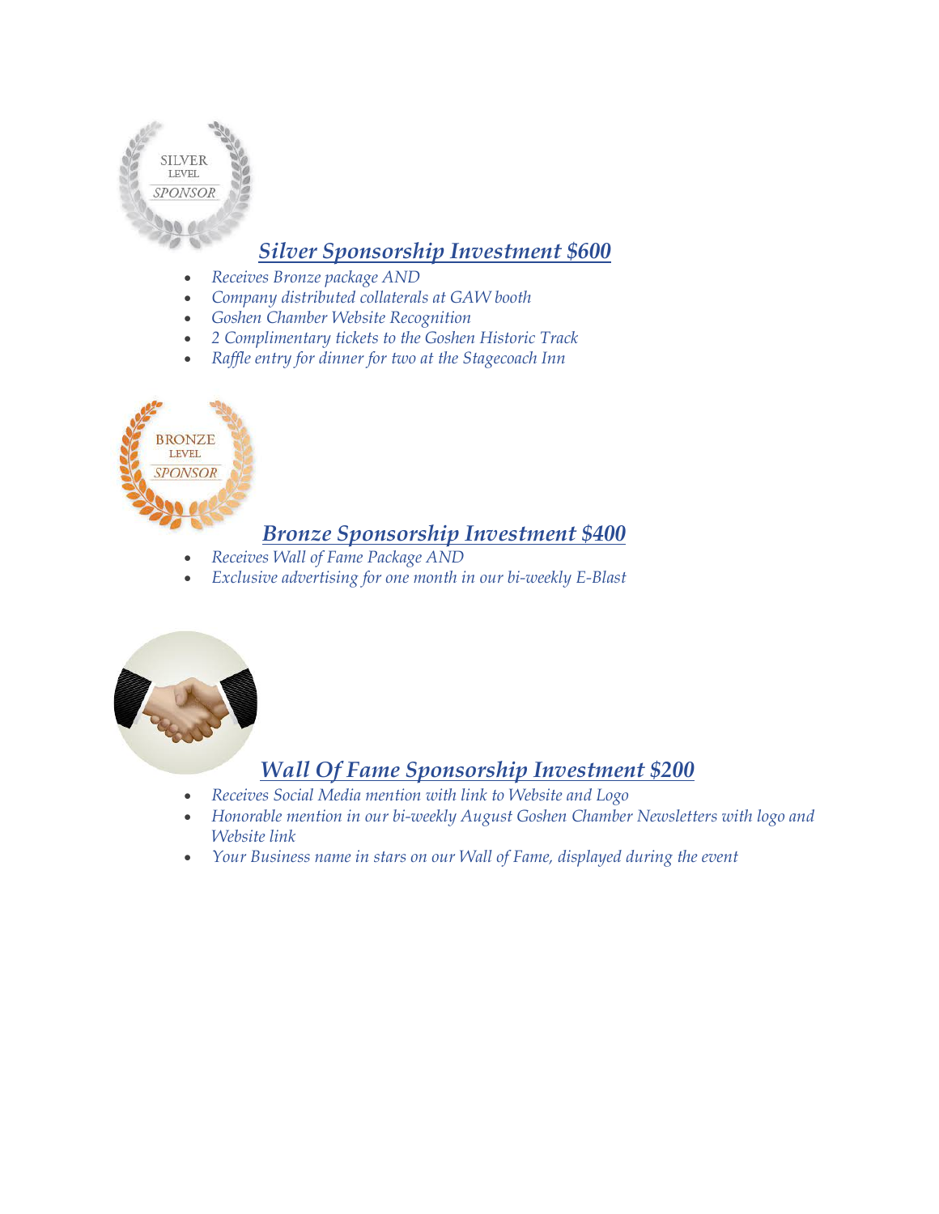## ***Silver Sponsorship Investment $600***

- *Receives Bronze package AND*
- *Company distributed collaterals at GAW booth*
- *Goshen Chamber Website Recognition*
- *2 Complimentary tickets to the Goshen Historic Track*
- *Raffle entry for dinner for two at the Stagecoach Inn*

## ***Bronze Sponsorship Investment $400***

- *Receives Wall of Fame Package AND*
- *Exclusive advertising for one month in our bi-weekly E-Blast*

## ***Wall Of Fame Sponsorship Investment $200***

- *Receives Social Media mention with link to Website and Logo*
- *Honorable mention in our bi-weekly August Goshen Chamber Newsletters with logo and Website link*
- *Your Business name in stars on our Wall of Fame, displayed during the event*